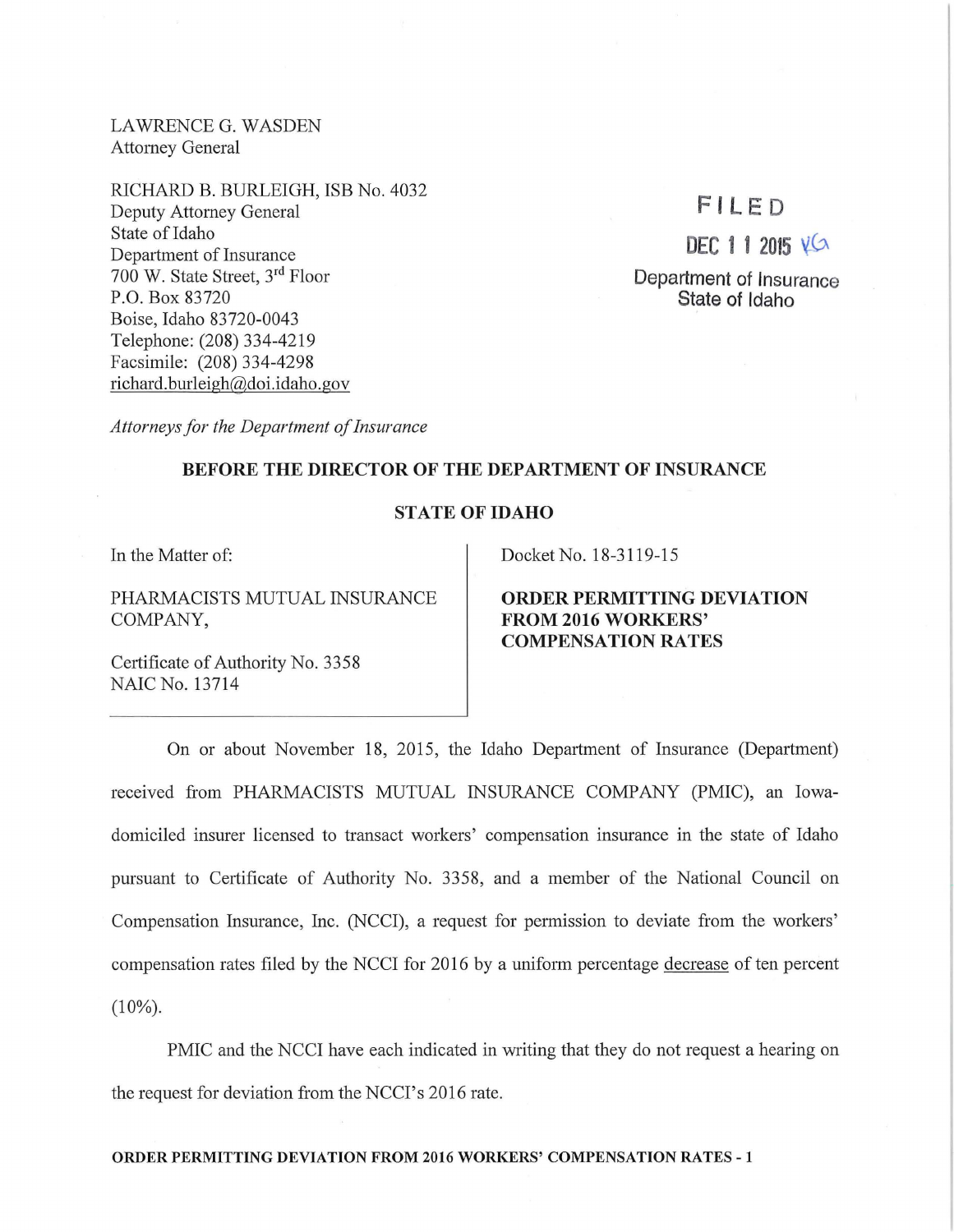LAWRENCE G. WASDEN
Attorney General

RICHARD B. BURLEIGH, ISB No. 4032
Deputy Attorney General
State of Idaho
Department of Insurance
700 W. State Street, 3rd Floor
P.O. Box 83720
Boise, Idaho 83720-0043
Telephone: (208) 334-4219
Facsimile: (208) 334-4298
richard.burleigh@doi.idaho.gov

*Attorneys for the Department of Insurance*

FILED
DEC 11 2015 VG
Department of Insurance
State of Idaho

**BEFORE THE DIRECTOR OF THE DEPARTMENT OF INSURANCE**

**STATE OF IDAHO**

In the Matter of:

PHARMACISTS MUTUAL INSURANCE COMPANY,

Certificate of Authority No. 3358
NAIC No. 13714

Docket No. 18-3119-15

**ORDER PERMITTING DEVIATION FROM 2016 WORKERS' COMPENSATION RATES**

On or about November 18, 2015, the Idaho Department of Insurance (Department) received from PHARMACISTS MUTUAL INSURANCE COMPANY (PMIC), an Iowa-domiciled insurer licensed to transact workers' compensation insurance in the state of Idaho pursuant to Certificate of Authority No. 3358, and a member of the National Council on Compensation Insurance, Inc. (NCCI), a request for permission to deviate from the workers' compensation rates filed by the NCCI for 2016 by a uniform percentage decrease of ten percent (10%).

PMIC and the NCCI have each indicated in writing that they do not request a hearing on the request for deviation from the NCCI's 2016 rate.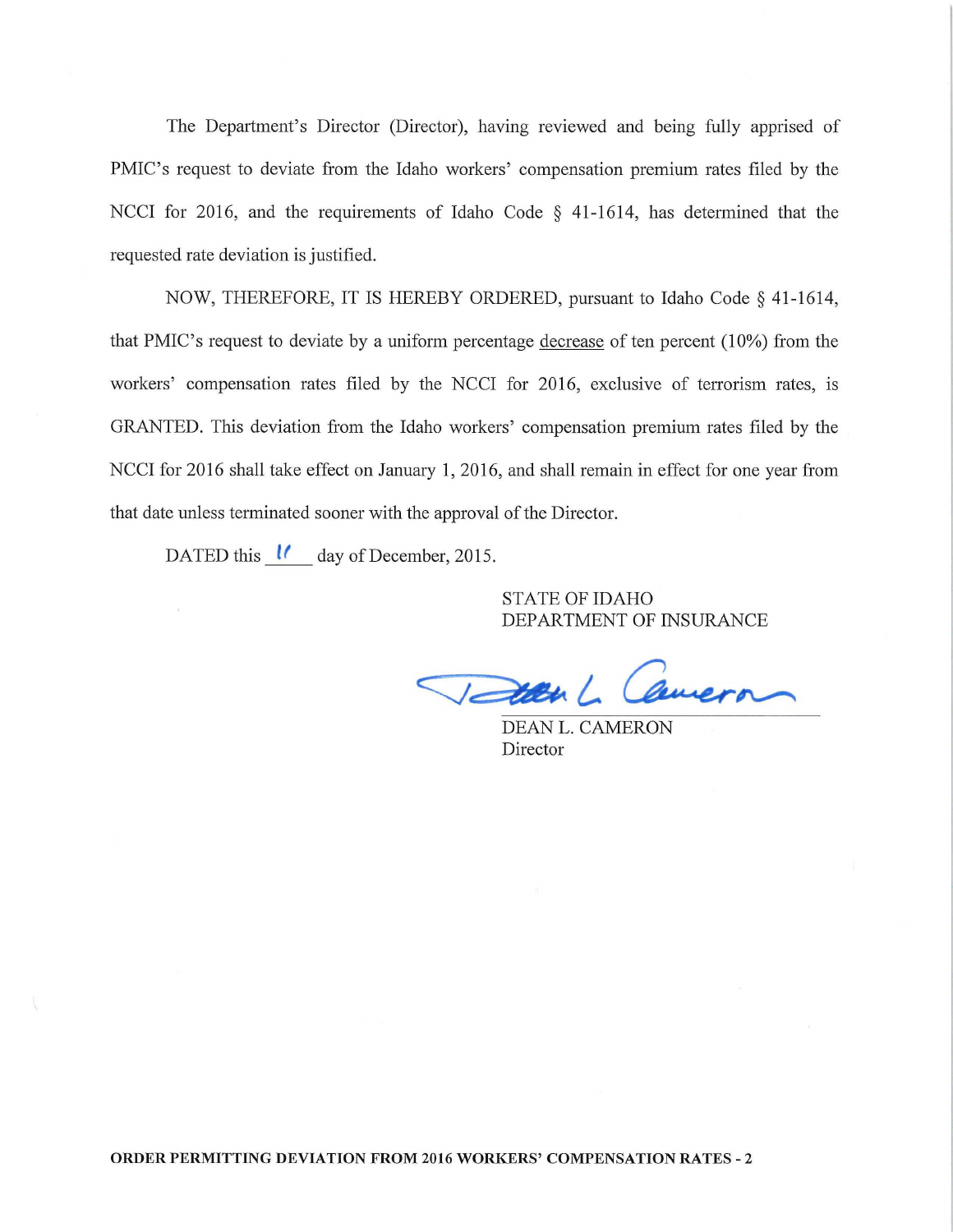The Department's Director (Director), having reviewed and being fully apprised of PMIC's request to deviate from the Idaho workers' compensation premium rates filed by the NCCI for 2016, and the requirements of Idaho Code § 41-1614, has determined that the requested rate deviation is justified.

NOW, THEREFORE, IT IS HEREBY ORDERED, pursuant to Idaho Code § 41-1614, that PMIC's request to deviate by a uniform percentage <u>decrease</u> of ten percent (10%) from the workers' compensation rates filed by the NCCI for 2016, exclusive of terrorism rates, is GRANTED. This deviation from the Idaho workers' compensation premium rates filed by the NCCI for 2016 shall take effect on January 1, 2016, and shall remain in effect for one year from that date unless terminated sooner with the approval of the Director.

DATED this 11 day of December, 2015.

STATE OF IDAHO
DEPARTMENT OF INSURANCE

Dean L. Cameron

DEAN L. CAMERON
Director

**ORDER PERMITTING DEVIATION FROM 2016 WORKERS' COMPENSATION RATES - 2**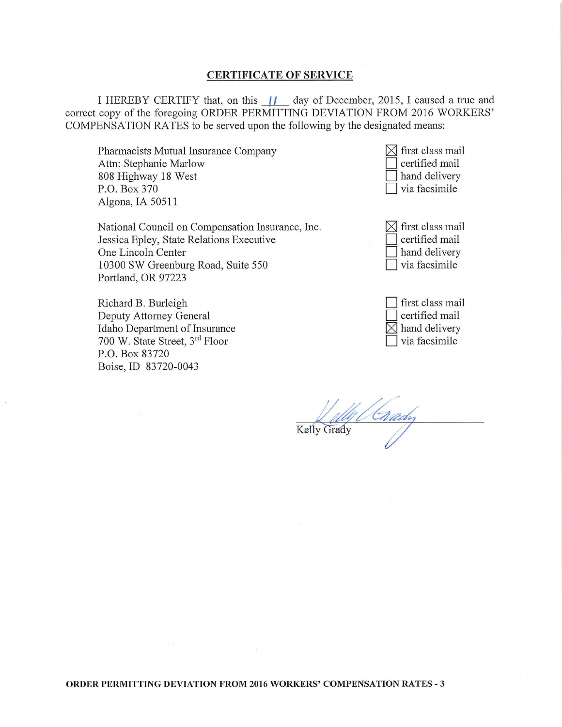## CERTIFICATE OF SERVICE

I HEREBY CERTIFY that, on this 11 day of December, 2015, I caused a true and correct copy of the foregoing ORDER PERMITTING DEVIATION FROM 2016 WORKERS' COMPENSATION RATES to be served upon the following by the designated means:

| | |
|---|---|
| Pharmacists Mutual Insurance Company<br>Attn: Stephanie Marlow<br>808 Highway 18 West<br>P.O. Box 370<br>Algona, IA 50511 | ☒ first class mail<br>☐ certified mail<br>☐ hand delivery<br>☐ via facsimile |
| National Council on Compensation Insurance, Inc.<br>Jessica Epley, State Relations Executive<br>One Lincoln Center<br>10300 SW Greenburg Road, Suite 550<br>Portland, OR 97223 | ☒ first class mail<br>☐ certified mail<br>☐ hand delivery<br>☐ via facsimile |
| Richard B. Burleigh<br>Deputy Attorney General<br>Idaho Department of Insurance<br>700 W. State Street, 3rd Floor<br>P.O. Box 83720<br>Boise, ID 83720-0043 | ☐ first class mail<br>☐ certified mail<br>☒ hand delivery<br>☐ via facsimile |

Kelly Grady

Kelly Grady